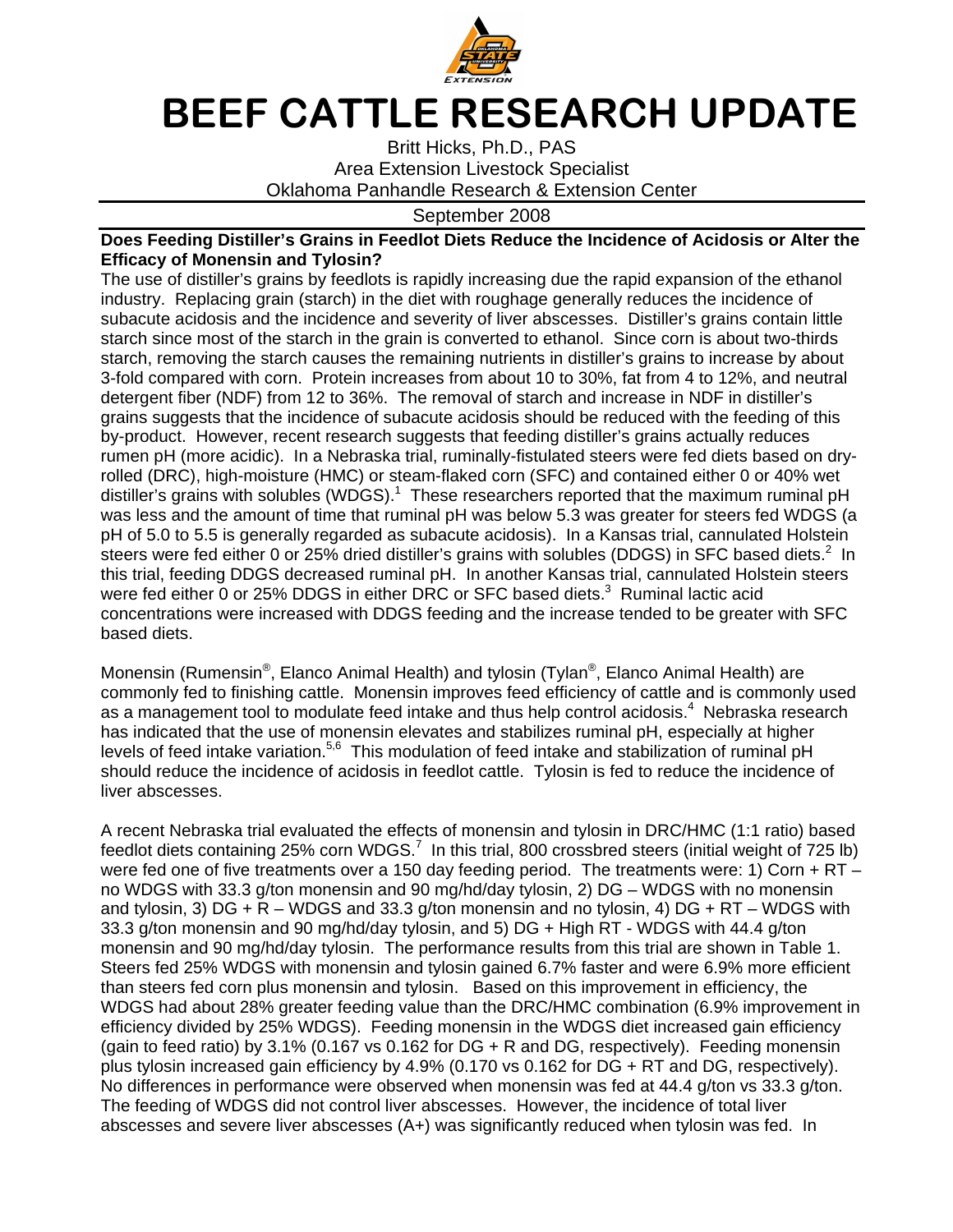# BEEF CATTLE RESEARCH UPDATE

Britt Hicks, Ph.D., PAS
Area Extension Livestock Specialist
Oklahoma Panhandle Research & Extension Center

September 2008

**Does Feeding Distiller's Grains in Feedlot Diets Reduce the Incidence of Acidosis or Alter the Efficacy of Monensin and Tylosin?**

The use of distiller's grains by feedlots is rapidly increasing due the rapid expansion of the ethanol industry. Replacing grain (starch) in the diet with roughage generally reduces the incidence of subacute acidosis and the incidence and severity of liver abscesses. Distiller's grains contain little starch since most of the starch in the grain is converted to ethanol. Since corn is about two-thirds starch, removing the starch causes the remaining nutrients in distiller's grains to increase by about 3-fold compared with corn. Protein increases from about 10 to 30%, fat from 4 to 12%, and neutral detergent fiber (NDF) from 12 to 36%. The removal of starch and increase in NDF in distiller's grains suggests that the incidence of subacute acidosis should be reduced with the feeding of this by-product. However, recent research suggests that feeding distiller's grains actually reduces rumen pH (more acidic). In a Nebraska trial, ruminally-fistulated steers were fed diets based on dry-rolled (DRC), high-moisture (HMC) or steam-flaked corn (SFC) and contained either 0 or 40% wet distiller's grains with solubles (WDGS).[1] These researchers reported that the maximum ruminal pH was less and the amount of time that ruminal pH was below 5.3 was greater for steers fed WDGS (a pH of 5.0 to 5.5 is generally regarded as subacute acidosis). In a Kansas trial, cannulated Holstein steers were fed either 0 or 25% dried distiller's grains with solubles (DDGS) in SFC based diets.[2] In this trial, feeding DDGS decreased ruminal pH. In another Kansas trial, cannulated Holstein steers were fed either 0 or 25% DDGS in either DRC or SFC based diets.[3] Ruminal lactic acid concentrations were increased with DDGS feeding and the increase tended to be greater with SFC based diets.

Monensin (Rumensin®, Elanco Animal Health) and tylosin (Tylan®, Elanco Animal Health) are commonly fed to finishing cattle. Monensin improves feed efficiency of cattle and is commonly used as a management tool to modulate feed intake and thus help control acidosis.[4] Nebraska research has indicated that the use of monensin elevates and stabilizes ruminal pH, especially at higher levels of feed intake variation.[5,6] This modulation of feed intake and stabilization of ruminal pH should reduce the incidence of acidosis in feedlot cattle. Tylosin is fed to reduce the incidence of liver abscesses.

A recent Nebraska trial evaluated the effects of monensin and tylosin in DRC/HMC (1:1 ratio) based feedlot diets containing 25% corn WDGS.[7] In this trial, 800 crossbred steers (initial weight of 725 lb) were fed one of five treatments over a 150 day feeding period. The treatments were: 1) Corn + RT – no WDGS with 33.3 g/ton monensin and 90 mg/hd/day tylosin, 2) DG – WDGS with no monensin and tylosin, 3) DG + R – WDGS and 33.3 g/ton monensin and no tylosin, 4) DG + RT – WDGS with 33.3 g/ton monensin and 90 mg/hd/day tylosin, and 5) DG + High RT - WDGS with 44.4 g/ton monensin and 90 mg/hd/day tylosin. The performance results from this trial are shown in Table 1. Steers fed 25% WDGS with monensin and tylosin gained 6.7% faster and were 6.9% more efficient than steers fed corn plus monensin and tylosin. Based on this improvement in efficiency, the WDGS had about 28% greater feeding value than the DRC/HMC combination (6.9% improvement in efficiency divided by 25% WDGS). Feeding monensin in the WDGS diet increased gain efficiency (gain to feed ratio) by 3.1% (0.167 vs 0.162 for DG + R and DG, respectively). Feeding monensin plus tylosin increased gain efficiency by 4.9% (0.170 vs 0.162 for DG + RT and DG, respectively). No differences in performance were observed when monensin was fed at 44.4 g/ton vs 33.3 g/ton. The feeding of WDGS did not control liver abscesses. However, the incidence of total liver abscesses and severe liver abscesses (A+) was significantly reduced when tylosin was fed. In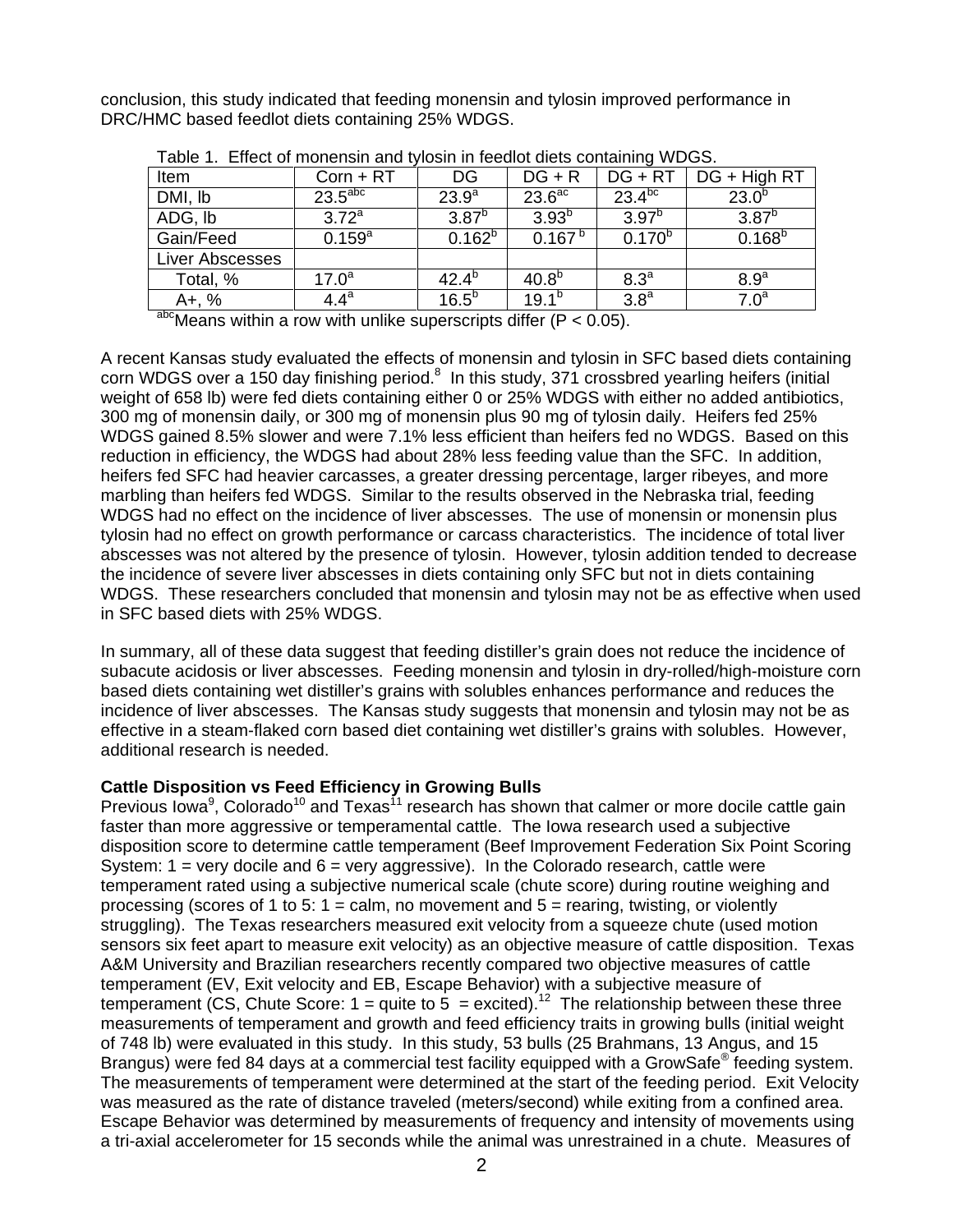conclusion, this study indicated that feeding monensin and tylosin improved performance in DRC/HMC based feedlot diets containing 25% WDGS.

Table 1. Effect of monensin and tylosin in feedlot diets containing WDGS.

| Item | Corn + RT | DG | DG + R | DG + RT | DG + High RT |
|---|---|---|---|---|---|
| DMI, lb | $23.5^{abc}$ | $23.9^{a}$ | $23.6^{ac}$ | $23.4^{bc}$ | $23.0^{b}$ |
| ADG, lb | $3.72^{a}$ | $3.87^{b}$ | $3.93^{b}$ | $3.97^{b}$ | $3.87^{b}$ |
| Gain/Feed | $0.159^{a}$ | $0.162^{b}$ | $0.167^{b}$ | $0.170^{b}$ | $0.168^{b}$ |
| Liver Abscesses | | | | | |
| Total, % | $17.0^{a}$ | $42.4^{b}$ | $40.8^{b}$ | $8.3^{a}$ | $8.9^{a}$ |
| A+, % | $4.4^{a}$ | $16.5^{b}$ | $19.1^{b}$ | $3.8^{a}$ | $7.0^{a}$ |

$^{abc}$Means within a row with unlike superscripts differ ($P < 0.05$).

A recent Kansas study evaluated the effects of monensin and tylosin in SFC based diets containing corn WDGS over a 150 day finishing period.[8] In this study, 371 crossbred yearling heifers (initial weight of 658 lb) were fed diets containing either 0 or 25% WDGS with either no added antibiotics, 300 mg of monensin daily, or 300 mg of monensin plus 90 mg of tylosin daily. Heifers fed 25% WDGS gained 8.5% slower and were 7.1% less efficient than heifers fed no WDGS. Based on this reduction in efficiency, the WDGS had about 28% less feeding value than the SFC. In addition, heifers fed SFC had heavier carcasses, a greater dressing percentage, larger ribeyes, and more marbling than heifers fed WDGS. Similar to the results observed in the Nebraska trial, feeding WDGS had no effect on the incidence of liver abscesses. The use of monensin or monensin plus tylosin had no effect on growth performance or carcass characteristics. The incidence of total liver abscesses was not altered by the presence of tylosin. However, tylosin addition tended to decrease the incidence of severe liver abscesses in diets containing only SFC but not in diets containing WDGS. These researchers concluded that monensin and tylosin may not be as effective when used in SFC based diets with 25% WDGS.

In summary, all of these data suggest that feeding distiller's grain does not reduce the incidence of subacute acidosis or liver abscesses. Feeding monensin and tylosin in dry-rolled/high-moisture corn based diets containing wet distiller's grains with solubles enhances performance and reduces the incidence of liver abscesses. The Kansas study suggests that monensin and tylosin may not be as effective in a steam-flaked corn based diet containing wet distiller's grains with solubles. However, additional research is needed.

**Cattle Disposition vs Feed Efficiency in Growing Bulls**

Previous Iowa[9], Colorado[10] and Texas[11] research has shown that calmer or more docile cattle gain faster than more aggressive or temperamental cattle. The Iowa research used a subjective disposition score to determine cattle temperament (Beef Improvement Federation Six Point Scoring System: 1 = very docile and 6 = very aggressive). In the Colorado research, cattle were temperament rated using a subjective numerical scale (chute score) during routine weighing and processing (scores of 1 to 5: 1 = calm, no movement and 5 = rearing, twisting, or violently struggling). The Texas researchers measured exit velocity from a squeeze chute (used motion sensors six feet apart to measure exit velocity) as an objective measure of cattle disposition. Texas A&M University and Brazilian researchers recently compared two objective measures of cattle temperament (EV, Exit velocity and EB, Escape Behavior) with a subjective measure of temperament (CS, Chute Score: 1 = quite to 5 = excited).[12] The relationship between these three measurements of temperament and growth and feed efficiency traits in growing bulls (initial weight of 748 lb) were evaluated in this study. In this study, 53 bulls (25 Brahmans, 13 Angus, and 15 Brangus) were fed 84 days at a commercial test facility equipped with a GrowSafe® feeding system. The measurements of temperament were determined at the start of the feeding period. Exit Velocity was measured as the rate of distance traveled (meters/second) while exiting from a confined area. Escape Behavior was determined by measurements of frequency and intensity of movements using a tri-axial accelerometer for 15 seconds while the animal was unrestrained in a chute. Measures of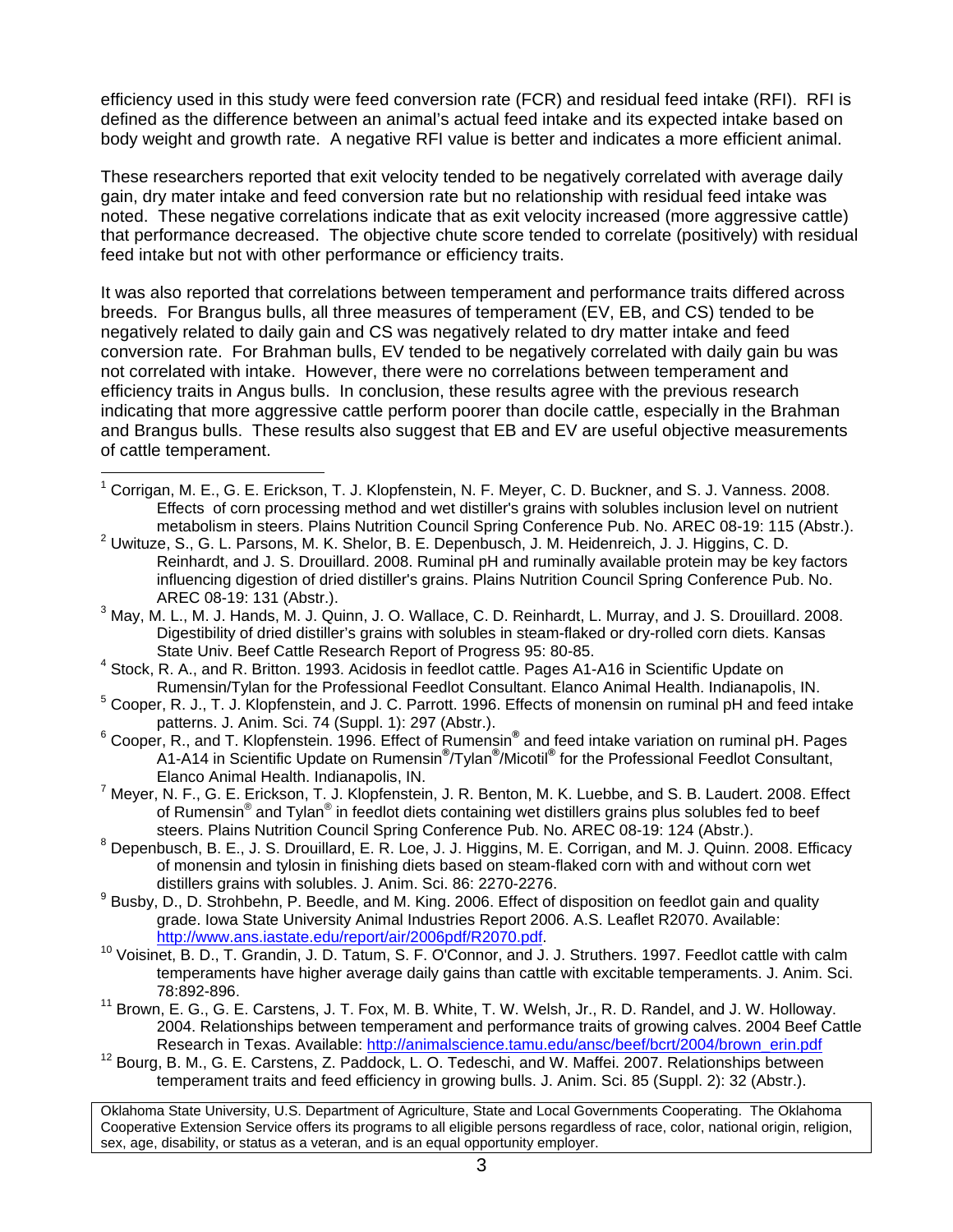efficiency used in this study were feed conversion rate (FCR) and residual feed intake (RFI). RFI is defined as the difference between an animal's actual feed intake and its expected intake based on body weight and growth rate. A negative RFI value is better and indicates a more efficient animal.

These researchers reported that exit velocity tended to be negatively correlated with average daily gain, dry mater intake and feed conversion rate but no relationship with residual feed intake was noted. These negative correlations indicate that as exit velocity increased (more aggressive cattle) that performance decreased. The objective chute score tended to correlate (positively) with residual feed intake but not with other performance or efficiency traits.

It was also reported that correlations between temperament and performance traits differed across breeds. For Brangus bulls, all three measures of temperament (EV, EB, and CS) tended to be negatively related to daily gain and CS was negatively related to dry matter intake and feed conversion rate. For Brahman bulls, EV tended to be negatively correlated with daily gain bu was not correlated with intake. However, there were no correlations between temperament and efficiency traits in Angus bulls. In conclusion, these results agree with the previous research indicating that more aggressive cattle perform poorer than docile cattle, especially in the Brahman and Brangus bulls. These results also suggest that EB and EV are useful objective measurements of cattle temperament.

---

[1] Corrigan, M. E., G. E. Erickson, T. J. Klopfenstein, N. F. Meyer, C. D. Buckner, and S. J. Vanness. 2008. Effects of corn processing method and wet distiller's grains with solubles inclusion level on nutrient metabolism in steers. Plains Nutrition Council Spring Conference Pub. No. AREC 08-19: 115 (Abstr.).

[2] Uwituze, S., G. L. Parsons, M. K. Shelor, B. E. Depenbusch, J. M. Heidenreich, J. J. Higgins, C. D. Reinhardt, and J. S. Drouillard. 2008. Ruminal pH and ruminally available protein may be key factors influencing digestion of dried distiller's grains. Plains Nutrition Council Spring Conference Pub. No. AREC 08-19: 131 (Abstr.).

[3] May, M. L., M. J. Hands, M. J. Quinn, J. O. Wallace, C. D. Reinhardt, L. Murray, and J. S. Drouillard. 2008. Digestibility of dried distiller's grains with solubles in steam-flaked or dry-rolled corn diets. Kansas State Univ. Beef Cattle Research Report of Progress 95: 80-85.

[4] Stock, R. A., and R. Britton. 1993. Acidosis in feedlot cattle. Pages A1-A16 in Scientific Update on Rumensin/Tylan for the Professional Feedlot Consultant. Elanco Animal Health. Indianapolis, IN.

[5] Cooper, R. J., T. J. Klopfenstein, and J. C. Parrott. 1996. Effects of monensin on ruminal pH and feed intake patterns. J. Anim. Sci. 74 (Suppl. 1): 297 (Abstr.).

[6] Cooper, R., and T. Klopfenstein. 1996. Effect of Rumensin® and feed intake variation on ruminal pH. Pages A1-A14 in Scientific Update on Rumensin®/Tylan®/Micotil® for the Professional Feedlot Consultant, Elanco Animal Health. Indianapolis, IN.

[7] Meyer, N. F., G. E. Erickson, T. J. Klopfenstein, J. R. Benton, M. K. Luebbe, and S. B. Laudert. 2008. Effect of Rumensin® and Tylan® in feedlot diets containing wet distillers grains plus solubles fed to beef steers. Plains Nutrition Council Spring Conference Pub. No. AREC 08-19: 124 (Abstr.).

[8] Depenbusch, B. E., J. S. Drouillard, E. R. Loe, J. J. Higgins, M. E. Corrigan, and M. J. Quinn. 2008. Efficacy of monensin and tylosin in finishing diets based on steam-flaked corn with and without corn wet distillers grains with solubles. J. Anim. Sci. 86: 2270-2276.

[9] Busby, D., D. Strohbehn, P. Beedle, and M. King. 2006. Effect of disposition on feedlot gain and quality grade. Iowa State University Animal Industries Report 2006. A.S. Leaflet R2070. Available: http://www.ans.iastate.edu/report/air/2006pdf/R2070.pdf.

[10] Voisinet, B. D., T. Grandin, J. D. Tatum, S. F. O'Connor, and J. J. Struthers. 1997. Feedlot cattle with calm temperaments have higher average daily gains than cattle with excitable temperaments. J. Anim. Sci. 78:892-896.

[11] Brown, E. G., G. E. Carstens, J. T. Fox, M. B. White, T. W. Welsh, Jr., R. D. Randel, and J. W. Holloway. 2004. Relationships between temperament and performance traits of growing calves. 2004 Beef Cattle Research in Texas. Available: http://animalscience.tamu.edu/ansc/beef/bcrt/2004/brown_erin.pdf

[12] Bourg, B. M., G. E. Carstens, Z. Paddock, L. O. Tedeschi, and W. Maffei. 2007. Relationships between temperament traits and feed efficiency in growing bulls. J. Anim. Sci. 85 (Suppl. 2): 32 (Abstr.).

Oklahoma State University, U.S. Department of Agriculture, State and Local Governments Cooperating. The Oklahoma Cooperative Extension Service offers its programs to all eligible persons regardless of race, color, national origin, religion, sex, age, disability, or status as a veteran, and is an equal opportunity employer.